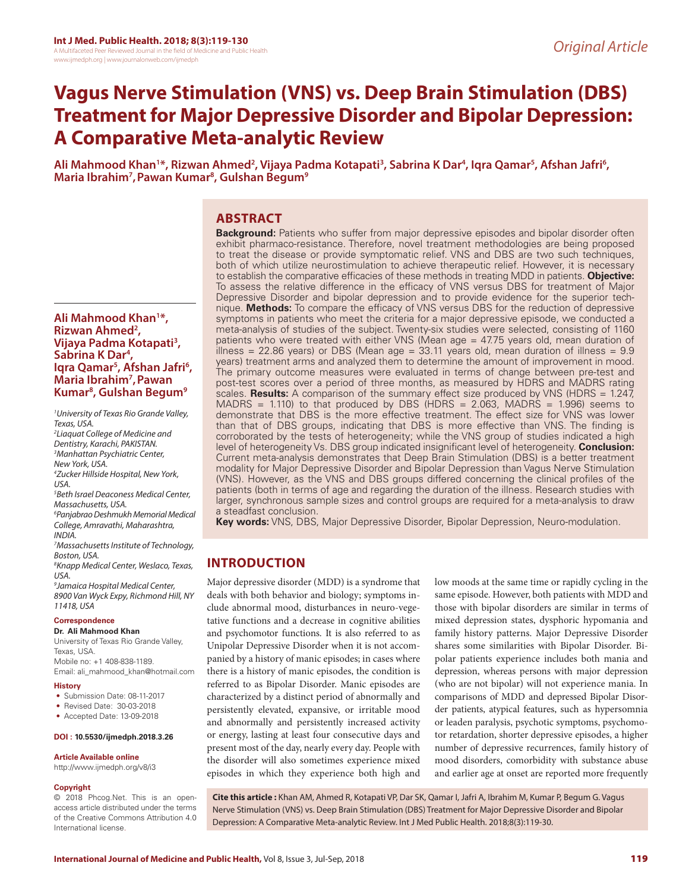Original Article

# Vagus Nerve Stimulation (VNS) vs. Deep Brain Stimulation (DBS) Treatment for Major Depressive Disorder and Bipolar Depression: A Comparative Meta-analytic Review

**Ali Mahmood Khan[1*], Rizwan Ahmed[2], Vijaya Padma Kotapati[3], Sabrina K Dar[4], Iqra Qamar[5], Afshan Jafri[6], Maria Ibrahim[7], Pawan Kumar[8], Gulshan Begum[9]**

[1]*University of Texas Rio Grande Valley, Texas, USA.*
[2]*Liaquat College of Medicine and Dentistry, Karachi, PAKISTAN.*
[3]*Manhattan Psychiatric Center, New York, USA.*
[4]*Zucker Hillside Hospital, New York, USA.*
[5]*Beth Israel Deaconess Medical Center, Massachusetts, USA.*
[6]*Panjabrao Deshmukh Memorial Medical College, Amravathi, Maharashtra, INDIA.*
[7]*Massachusetts Institute of Technology, Boston, USA.*
[8]*Knapp Medical Center, Weslaco, Texas, USA.*
[9]*Jamaica Hospital Medical Center, 8900 Van Wyck Expy, Richmond Hill, NY 11418, USA*

**Correspondence**

**Dr. Ali Mahmood Khan**
University of Texas Rio Grande Valley, Texas, USA.
Mobile no: +1 408-838-1189.
Email: ali_mahmood_khan@hotmail.com

**History**

- Submission Date: 08-11-2017
- Revised Date: 30-03-2018
- Accepted Date: 13-09-2018

**DOI : 10.5530/ijmedph.2018.3.26**

**Article Available online**
http://www.ijmedph.org/v8/i3

**Copyright**
© 2018 Phcog.Net. This is an open-access article distributed under the terms of the Creative Commons Attribution 4.0 International license.

## ABSTRACT

**Background:** Patients who suffer from major depressive episodes and bipolar disorder often exhibit pharmaco-resistance. Therefore, novel treatment methodologies are being proposed to treat the disease or provide symptomatic relief. VNS and DBS are two such techniques, both of which utilize neurostimulation to achieve therapeutic relief. However, it is necessary to establish the comparative efficacies of these methods in treating MDD in patients. **Objective:** To assess the relative difference in the efficacy of VNS versus DBS for treatment of Major Depressive Disorder and bipolar depression and to provide evidence for the superior technique. **Methods:** To compare the efficacy of VNS versus DBS for the reduction of depressive symptoms in patients who meet the criteria for a major depressive episode, we conducted a meta-analysis of studies of the subject. Twenty-six studies were selected, consisting of 1160 patients who were treated with either VNS (Mean age = 47.75 years old, mean duration of illness = 22.86 years) or DBS (Mean age = 33.11 years old, mean duration of illness = 9.9 years) treatment arms and analyzed them to determine the amount of improvement in mood. The primary outcome measures were evaluated in terms of change between pre-test and post-test scores over a period of three months, as measured by HDRS and MADRS rating scales. **Results:** A comparison of the summary effect size produced by VNS (HDRS = 1.247, MADRS = 1.110) to that produced by DBS (HDRS = 2.063, MADRS = 1.996) seems to demonstrate that DBS is the more effective treatment. The effect size for VNS was lower than that of DBS groups, indicating that DBS is more effective than VNS. The finding is corroborated by the tests of heterogeneity; while the VNS group of studies indicated a high level of heterogeneity Vs. DBS group indicated insignificant level of heterogeneity. **Conclusion:** Current meta-analysis demonstrates that Deep Brain Stimulation (DBS) is a better treatment modality for Major Depressive Disorder and Bipolar Depression than Vagus Nerve Stimulation (VNS). However, as the VNS and DBS groups differed concerning the clinical profiles of the patients (both in terms of age and regarding the duration of the illness. Research studies with larger, synchronous sample sizes and control groups are required for a meta-analysis to draw a steadfast conclusion.

**Key words:** VNS, DBS, Major Depressive Disorder, Bipolar Depression, Neuro-modulation.

## INTRODUCTION

Major depressive disorder (MDD) is a syndrome that deals with both behavior and biology; symptoms include abnormal mood, disturbances in neuro-vegetative functions and a decrease in cognitive abilities and psychomotor functions. It is also referred to as Unipolar Depressive Disorder when it is not accompanied by a history of manic episodes; in cases where there is a history of manic episodes, the condition is referred to as Bipolar Disorder. Manic episodes are characterized by a distinct period of abnormally and persistently elevated, expansive, or irritable mood and abnormally and persistently increased activity or energy, lasting at least four consecutive days and present most of the day, nearly every day. People with the disorder will also sometimes experience mixed episodes in which they experience both high and low moods at the same time or rapidly cycling in the same episode. However, both patients with MDD and those with bipolar disorders are similar in terms of mixed depression states, dysphoric hypomania and family history patterns. Major Depressive Disorder shares some similarities with Bipolar Disorder. Bipolar patients experience includes both mania and depression, whereas persons with major depression (who are not bipolar) will not experience mania. In comparisons of MDD and depressed Bipolar Disorder patients, atypical features, such as hypersomnia or leaden paralysis, psychotic symptoms, psychomotor retardation, shorter depressive episodes, a higher number of depressive recurrences, family history of mood disorders, comorbidity with substance abuse and earlier age at onset are reported more frequently

**Cite this article :** Khan AM, Ahmed R, Kotapati VP, Dar SK, Qamar I, Jafri A, Ibrahim M, Kumar P, Begum G. Vagus Nerve Stimulation (VNS) vs. Deep Brain Stimulation (DBS) Treatment for Major Depressive Disorder and Bipolar Depression: A Comparative Meta-analytic Review. Int J Med Public Health. 2018;8(3):119-30.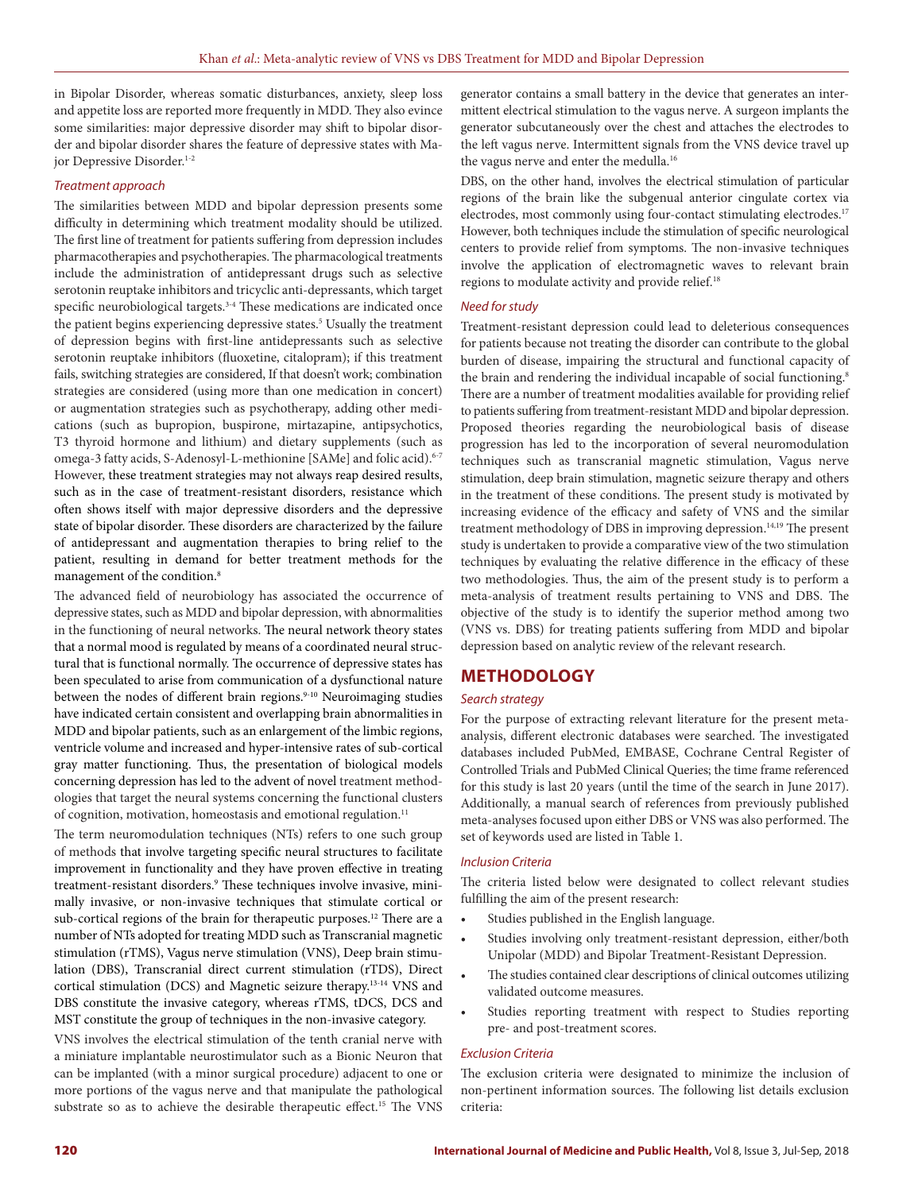in Bipolar Disorder, whereas somatic disturbances, anxiety, sleep loss and appetite loss are reported more frequently in MDD. They also evince some similarities: major depressive disorder may shift to bipolar disorder and bipolar disorder shares the feature of depressive states with Major Depressive Disorder.[1-2]

### *Treatment approach*

The similarities between MDD and bipolar depression presents some difficulty in determining which treatment modality should be utilized. The first line of treatment for patients suffering from depression includes pharmacotherapies and psychotherapies. The pharmacological treatments include the administration of antidepressant drugs such as selective serotonin reuptake inhibitors and tricyclic anti-depressants, which target specific neurobiological targets.[3-4] These medications are indicated once the patient begins experiencing depressive states.[5] Usually the treatment of depression begins with first-line antidepressants such as selective serotonin reuptake inhibitors (fluoxetine, citalopram); if this treatment fails, switching strategies are considered, If that doesn't work; combination strategies are considered (using more than one medication in concert) or augmentation strategies such as psychotherapy, adding other medications (such as bupropion, buspirone, mirtazapine, antipsychotics, T3 thyroid hormone and lithium) and dietary supplements (such as omega-3 fatty acids, S-Adenosyl-L-methionine [SAMe] and folic acid).[6-7] However, these treatment strategies may not always reap desired results, such as in the case of treatment-resistant disorders, resistance which often shows itself with major depressive disorders and the depressive state of bipolar disorder. These disorders are characterized by the failure of antidepressant and augmentation therapies to bring relief to the patient, resulting in demand for better treatment methods for the management of the condition.[8]

The advanced field of neurobiology has associated the occurrence of depressive states, such as MDD and bipolar depression, with abnormalities in the functioning of neural networks. The neural network theory states that a normal mood is regulated by means of a coordinated neural structural that is functional normally. The occurrence of depressive states has been speculated to arise from communication of a dysfunctional nature between the nodes of different brain regions.[9-10] Neuroimaging studies have indicated certain consistent and overlapping brain abnormalities in MDD and bipolar patients, such as an enlargement of the limbic regions, ventricle volume and increased and hyper-intensive rates of sub-cortical gray matter functioning. Thus, the presentation of biological models concerning depression has led to the advent of novel treatment methodologies that target the neural systems concerning the functional clusters of cognition, motivation, homeostasis and emotional regulation.[11]

The term neuromodulation techniques (NTs) refers to one such group of methods that involve targeting specific neural structures to facilitate improvement in functionality and they have proven effective in treating treatment-resistant disorders.[9] These techniques involve invasive, minimally invasive, or non-invasive techniques that stimulate cortical or sub-cortical regions of the brain for therapeutic purposes.[12] There are a number of NTs adopted for treating MDD such as Transcranial magnetic stimulation (rTMS), Vagus nerve stimulation (VNS), Deep brain stimulation (DBS), Transcranial direct current stimulation (rTDS), Direct cortical stimulation (DCS) and Magnetic seizure therapy.[13-14] VNS and DBS constitute the invasive category, whereas rTMS, tDCS, DCS and MST constitute the group of techniques in the non-invasive category.

VNS involves the electrical stimulation of the tenth cranial nerve with a miniature implantable neurostimulator such as a Bionic Neuron that can be implanted (with a minor surgical procedure) adjacent to one or more portions of the vagus nerve and that manipulate the pathological substrate so as to achieve the desirable therapeutic effect.[15] The VNS generator contains a small battery in the device that generates an intermittent electrical stimulation to the vagus nerve. A surgeon implants the generator subcutaneously over the chest and attaches the electrodes to the left vagus nerve. Intermittent signals from the VNS device travel up the vagus nerve and enter the medulla.[16]

DBS, on the other hand, involves the electrical stimulation of particular regions of the brain like the subgenual anterior cingulate cortex via electrodes, most commonly using four-contact stimulating electrodes.[17] However, both techniques include the stimulation of specific neurological centers to provide relief from symptoms. The non-invasive techniques involve the application of electromagnetic waves to relevant brain regions to modulate activity and provide relief.[18]

### *Need for study*

Treatment-resistant depression could lead to deleterious consequences for patients because not treating the disorder can contribute to the global burden of disease, impairing the structural and functional capacity of the brain and rendering the individual incapable of social functioning.[8] There are a number of treatment modalities available for providing relief to patients suffering from treatment-resistant MDD and bipolar depression. Proposed theories regarding the neurobiological basis of disease progression has led to the incorporation of several neuromodulation techniques such as transcranial magnetic stimulation, Vagus nerve stimulation, deep brain stimulation, magnetic seizure therapy and others in the treatment of these conditions. The present study is motivated by increasing evidence of the efficacy and safety of VNS and the similar treatment methodology of DBS in improving depression.[14,19] The present study is undertaken to provide a comparative view of the two stimulation techniques by evaluating the relative difference in the efficacy of these two methodologies. Thus, the aim of the present study is to perform a meta-analysis of treatment results pertaining to VNS and DBS. The objective of the study is to identify the superior method among two (VNS vs. DBS) for treating patients suffering from MDD and bipolar depression based on analytic review of the relevant research.

## METHODOLOGY

### *Search strategy*

For the purpose of extracting relevant literature for the present meta-analysis, different electronic databases were searched. The investigated databases included PubMed, EMBASE, Cochrane Central Register of Controlled Trials and PubMed Clinical Queries; the time frame referenced for this study is last 20 years (until the time of the search in June 2017). Additionally, a manual search of references from previously published meta-analyses focused upon either DBS or VNS was also performed. The set of keywords used are listed in Table 1.

### *Inclusion Criteria*

The criteria listed below were designated to collect relevant studies fulfilling the aim of the present research:

- Studies published in the English language.
- Studies involving only treatment-resistant depression, either/both Unipolar (MDD) and Bipolar Treatment-Resistant Depression.
- The studies contained clear descriptions of clinical outcomes utilizing validated outcome measures.
- Studies reporting treatment with respect to Studies reporting pre- and post-treatment scores.

### *Exclusion Criteria*

The exclusion criteria were designated to minimize the inclusion of non-pertinent information sources. The following list details exclusion criteria: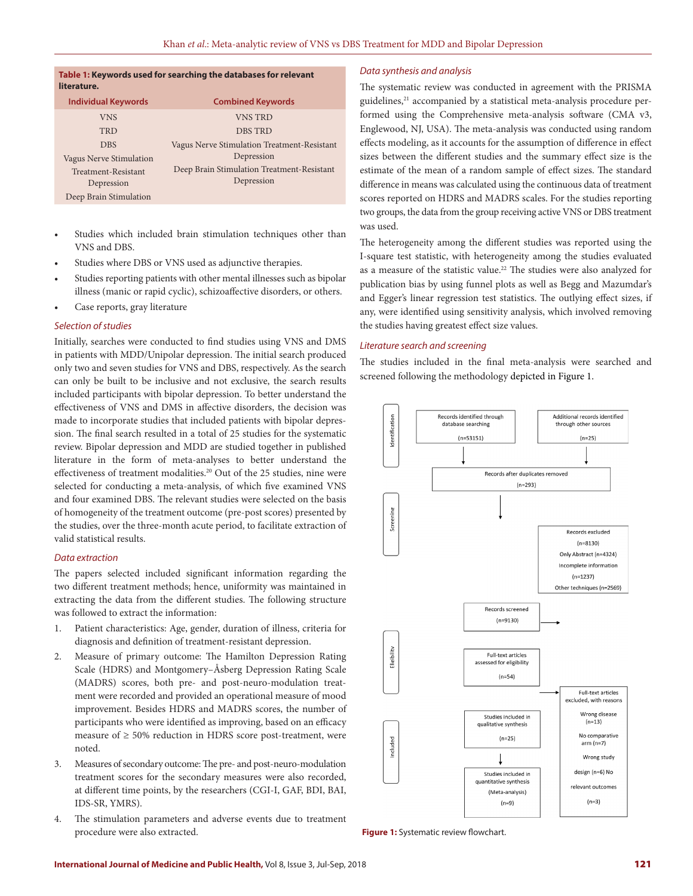**Table 1: Keywords used for searching the databases for relevant literature.**

| Individual Keywords | Combined Keywords |
|---|---|
| VNS | VNS TRD |
| TRD | DBS TRD |
| DBS | Vagus Nerve Stimulation Treatment-Resistant Depression |
| Vagus Nerve Stimulation | Deep Brain Stimulation Treatment-Resistant Depression |
| Treatment-Resistant Depression | |
| Deep Brain Stimulation | |

- Studies which included brain stimulation techniques other than VNS and DBS.
- Studies where DBS or VNS used as adjunctive therapies.
- Studies reporting patients with other mental illnesses such as bipolar illness (manic or rapid cyclic), schizoaffective disorders, or others.
- Case reports, gray literature

### *Selection of studies*

Initially, searches were conducted to find studies using VNS and DMS in patients with MDD/Unipolar depression. The initial search produced only two and seven studies for VNS and DBS, respectively. As the search can only be built to be inclusive and not exclusive, the search results included participants with bipolar depression. To better understand the effectiveness of VNS and DMS in affective disorders, the decision was made to incorporate studies that included patients with bipolar depression. The final search resulted in a total of 25 studies for the systematic review. Bipolar depression and MDD are studied together in published literature in the form of meta-analyses to better understand the effectiveness of treatment modalities.[20] Out of the 25 studies, nine were selected for conducting a meta-analysis, of which five examined VNS and four examined DBS. The relevant studies were selected on the basis of homogeneity of the treatment outcome (pre-post scores) presented by the studies, over the three-month acute period, to facilitate extraction of valid statistical results.

### *Data extraction*

The papers selected included significant information regarding the two different treatment methods; hence, uniformity was maintained in extracting the data from the different studies. The following structure was followed to extract the information:

1. Patient characteristics: Age, gender, duration of illness, criteria for diagnosis and definition of treatment-resistant depression.
2. Measure of primary outcome: The Hamilton Depression Rating Scale (HDRS) and Montgomery–Åsberg Depression Rating Scale (MADRS) scores, both pre- and post-neuro-modulation treatment were recorded and provided an operational measure of mood improvement. Besides HDRS and MADRS scores, the number of participants who were identified as improving, based on an efficacy measure of ≥ 50% reduction in HDRS score post-treatment, were noted.
3. Measures of secondary outcome: The pre- and post-neuro-modulation treatment scores for the secondary measures were also recorded, at different time points, by the researchers (CGI-I, GAF, BDI, BAI, IDS-SR, YMRS).
4. The stimulation parameters and adverse events due to treatment procedure were also extracted.

### *Data synthesis and analysis*

The systematic review was conducted in agreement with the PRISMA guidelines,[21] accompanied by a statistical meta-analysis procedure performed using the Comprehensive meta-analysis software (CMA v3, Englewood, NJ, USA). The meta-analysis was conducted using random effects modeling, as it accounts for the assumption of difference in effect sizes between the different studies and the summary effect size is the estimate of the mean of a random sample of effect sizes. The standard difference in means was calculated using the continuous data of treatment scores reported on HDRS and MADRS scales. For the studies reporting two groups, the data from the group receiving active VNS or DBS treatment was used.

The heterogeneity among the different studies was reported using the I-square test statistic, with heterogeneity among the studies evaluated as a measure of the statistic value.[22] The studies were also analyzed for publication bias by using funnel plots as well as Begg and Mazumdar's and Egger's linear regression test statistics. The outlying effect sizes, if any, were identified using sensitivity analysis, which involved removing the studies having greatest effect size values.

### *Literature search and screening*

The studies included in the final meta-analysis were searched and screened following the methodology depicted in Figure 1.

Identification:
- Records identified through database searching (n=53151)
- Additional records identified through other sources (n=25)
- Records after duplicates removed (n=293)

Screening:
- Records excluded (n=8130) Only Abstract (n=4324) Incomplete information (n=1237) Other techniques (n=2569)
- Records screened (n=9130)

Eligibility:
- Full-text articles assessed for eligibility (n=54)
- Full-text articles excluded, with reasons: Wrong disease (n=13) No comparative arm (n=7) Wrong study design (n=6) No relevant outcomes (n=3)

Included:
- Studies included in qualitative synthesis (n=25)
- Studies included in quantitative synthesis (Meta-analysis) (n=9)

**Figure 1:** Systematic review flowchart.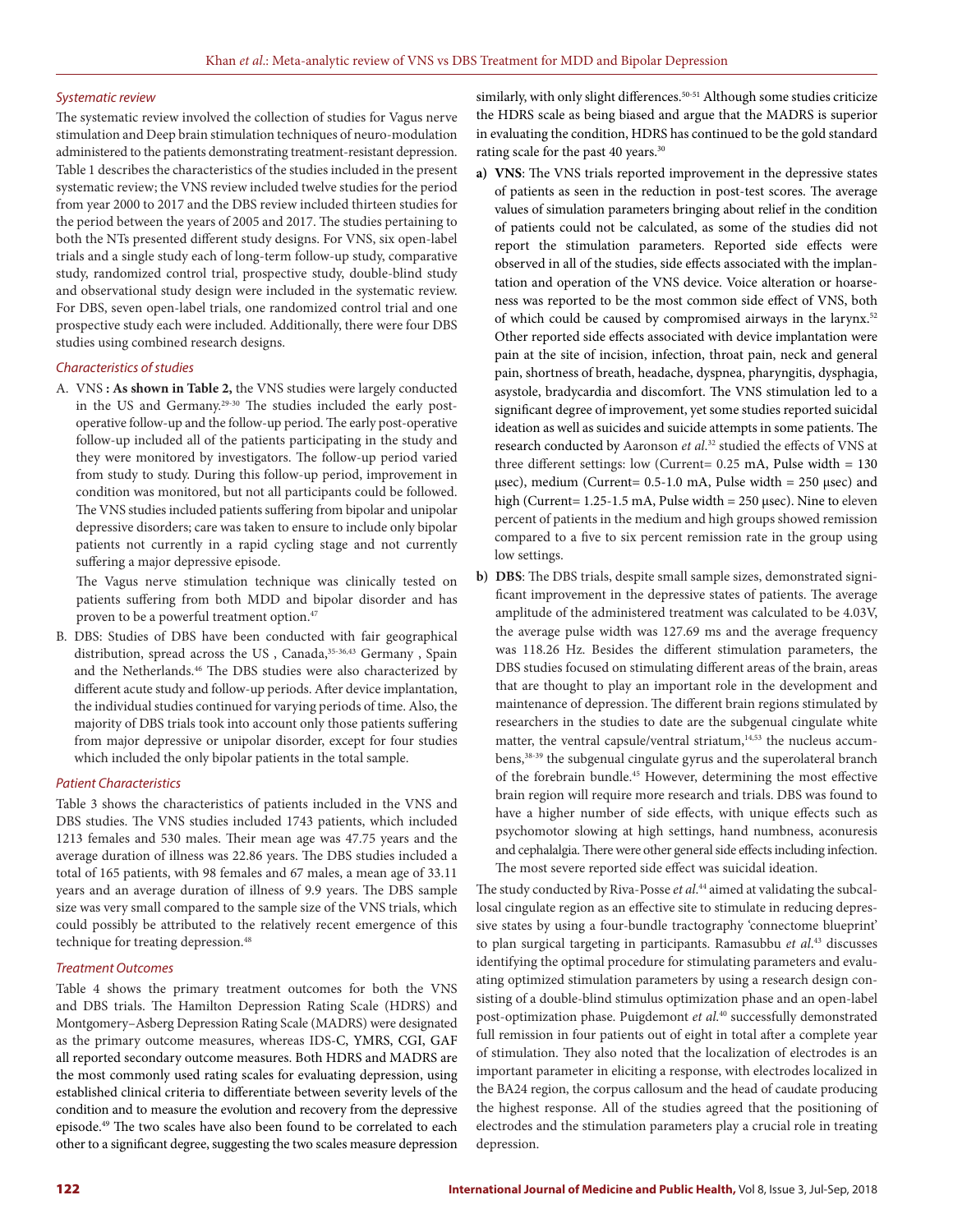### *Systematic review*

The systematic review involved the collection of studies for Vagus nerve stimulation and Deep brain stimulation techniques of neuro-modulation administered to the patients demonstrating treatment-resistant depression. Table 1 describes the characteristics of the studies included in the present systematic review; the VNS review included twelve studies for the period from year 2000 to 2017 and the DBS review included thirteen studies for the period between the years of 2005 and 2017. The studies pertaining to both the NTs presented different study designs. For VNS, six open-label trials and a single study each of long-term follow-up study, comparative study, randomized control trial, prospective study, double-blind study and observational study design were included in the systematic review. For DBS, seven open-label trials, one randomized control trial and one prospective study each were included. Additionally, there were four DBS studies using combined research designs.

### *Characteristics of studies*

A. VNS **: As shown in Table 2,** the VNS studies were largely conducted in the US and Germany.[29-30] The studies included the early post-operative follow-up and the follow-up period. The early post-operative follow-up included all of the patients participating in the study and they were monitored by investigators. The follow-up period varied from study to study. During this follow-up period, improvement in condition was monitored, but not all participants could be followed. The VNS studies included patients suffering from bipolar and unipolar depressive disorders; care was taken to ensure to include only bipolar patients not currently in a rapid cycling stage and not currently suffering a major depressive episode.

   The Vagus nerve stimulation technique was clinically tested on patients suffering from both MDD and bipolar disorder and has proven to be a powerful treatment option.[47]

B. DBS: Studies of DBS have been conducted with fair geographical distribution, spread across the US , Canada,[35-36,43] Germany , Spain and the Netherlands.[46] The DBS studies were also characterized by different acute study and follow-up periods. After device implantation, the individual studies continued for varying periods of time. Also, the majority of DBS trials took into account only those patients suffering from major depressive or unipolar disorder, except for four studies which included the only bipolar patients in the total sample.

### *Patient Characteristics*

Table 3 shows the characteristics of patients included in the VNS and DBS studies. The VNS studies included 1743 patients, which included 1213 females and 530 males. Their mean age was 47.75 years and the average duration of illness was 22.86 years. The DBS studies included a total of 165 patients, with 98 females and 67 males, a mean age of 33.11 years and an average duration of illness of 9.9 years. The DBS sample size was very small compared to the sample size of the VNS trials, which could possibly be attributed to the relatively recent emergence of this technique for treating depression.[48]

### *Treatment Outcomes*

Table 4 shows the primary treatment outcomes for both the VNS and DBS trials. The Hamilton Depression Rating Scale (HDRS) and Montgomery–Asberg Depression Rating Scale (MADRS) were designated as the primary outcome measures, whereas IDS-C, YMRS, CGI, GAF all reported secondary outcome measures. Both HDRS and MADRS are the most commonly used rating scales for evaluating depression, using established clinical criteria to differentiate between severity levels of the condition and to measure the evolution and recovery from the depressive episode.[49] The two scales have also been found to be correlated to each other to a significant degree, suggesting the two scales measure depression similarly, with only slight differences.[50-51] Although some studies criticize the HDRS scale as being biased and argue that the MADRS is superior in evaluating the condition, HDRS has continued to be the gold standard rating scale for the past 40 years.[30]

a) **VNS**: The VNS trials reported improvement in the depressive states of patients as seen in the reduction in post-test scores. The average values of simulation parameters bringing about relief in the condition of patients could not be calculated, as some of the studies did not report the stimulation parameters. Reported side effects were observed in all of the studies, side effects associated with the implantation and operation of the VNS device. Voice alteration or hoarseness was reported to be the most common side effect of VNS, both of which could be caused by compromised airways in the larynx.[52] Other reported side effects associated with device implantation were pain at the site of incision, infection, throat pain, neck and general pain, shortness of breath, headache, dyspnea, pharyngitis, dysphagia, asystole, bradycardia and discomfort. The VNS stimulation led to a significant degree of improvement, yet some studies reported suicidal ideation as well as suicides and suicide attempts in some patients. The research conducted by Aaronson *et al.*[32] studied the effects of VNS at three different settings: low (Current= 0.25 mA, Pulse width = 130 μsec), medium (Current= 0.5-1.0 mA, Pulse width = 250 μsec) and high (Current= 1.25-1.5 mA, Pulse width = 250 μsec). Nine to eleven percent of patients in the medium and high groups showed remission compared to a five to six percent remission rate in the group using low settings.

b) **DBS**: The DBS trials, despite small sample sizes, demonstrated significant improvement in the depressive states of patients. The average amplitude of the administered treatment was calculated to be 4.03V, the average pulse width was 127.69 ms and the average frequency was 118.26 Hz. Besides the different stimulation parameters, the DBS studies focused on stimulating different areas of the brain, areas that are thought to play an important role in the development and maintenance of depression. The different brain regions stimulated by researchers in the studies to date are the subgenual cingulate white matter, the ventral capsule/ventral striatum,[14,53] the nucleus accumbens,[38-39] the subgenual cingulate gyrus and the superolateral branch of the forebrain bundle.[45] However, determining the most effective brain region will require more research and trials. DBS was found to have a higher number of side effects, with unique effects such as psychomotor slowing at high settings, hand numbness, aconuresis and cephalalgia. There were other general side effects including infection. The most severe reported side effect was suicidal ideation.

The study conducted by Riva-Posse *et al.*[44] aimed at validating the subcallosal cingulate region as an effective site to stimulate in reducing depressive states by using a four-bundle tractography 'connectome blueprint' to plan surgical targeting in participants. Ramasubbu *et al.*[43] discusses identifying the optimal procedure for stimulating parameters and evaluating optimized stimulation parameters by using a research design consisting of a double-blind stimulus optimization phase and an open-label post-optimization phase. Puigdemont *et al.*[40] successfully demonstrated full remission in four patients out of eight in total after a complete year of stimulation. They also noted that the localization of electrodes is an important parameter in eliciting a response, with electrodes localized in the BA24 region, the corpus callosum and the head of caudate producing the highest response. All of the studies agreed that the positioning of electrodes and the stimulation parameters play a crucial role in treating depression.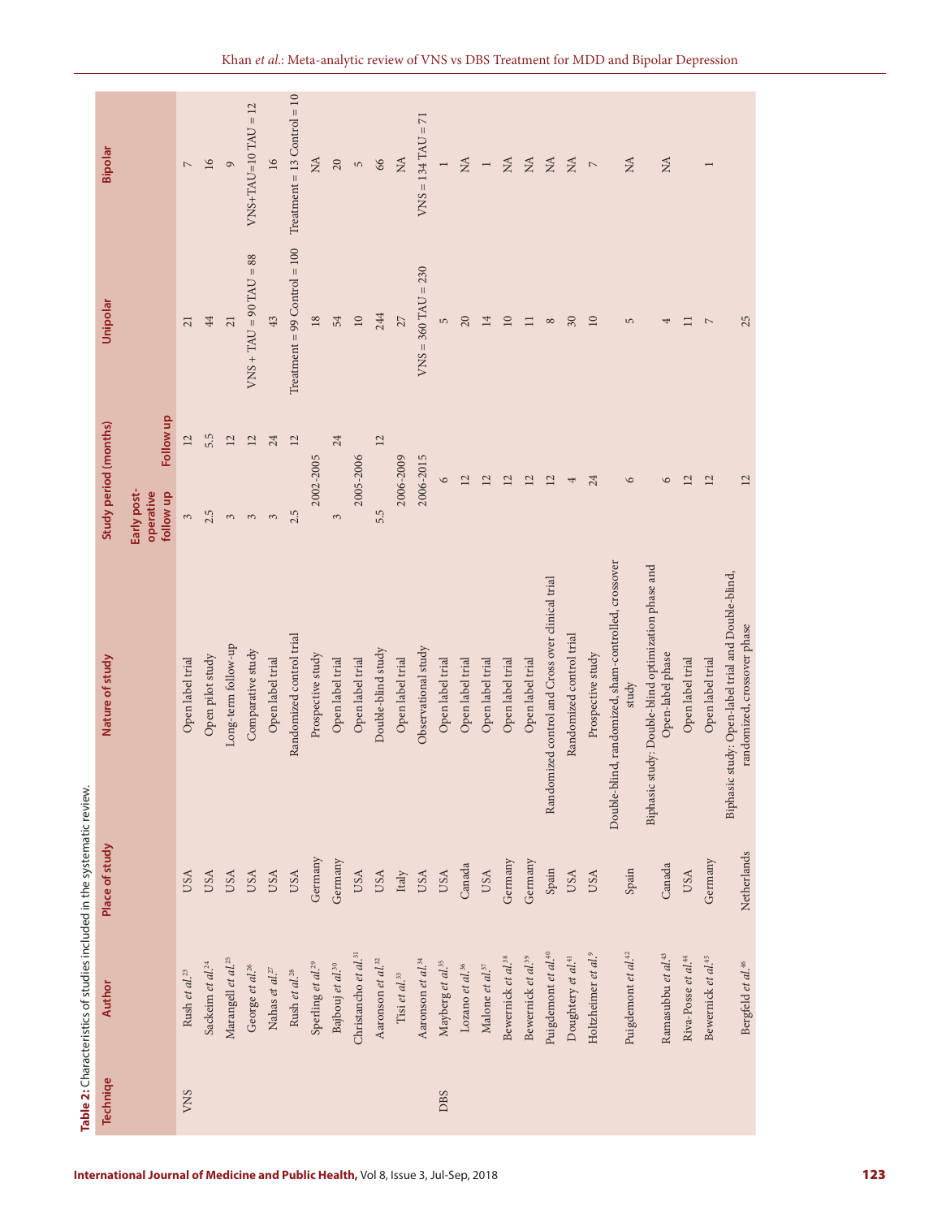**Table 2:** Characteristics of studies included in the systematic review.

| Techniqe | Author | Place of study | Nature of study | Study period (months) | | Unipolar | Bipolar |
|---|---|---|---|---|---|---|---|
| | | | | Early post-operative follow up | Follow up | | |
| VNS | Rush *et al.*[23] | USA | Open label trial | 3 | 12 | 21 | 7 |
| | Sackeim *et al.*[24] | USA | Open pilot study | 2.5 | 5.5 | 44 | 16 |
| | Marangell *et al.*[25] | USA | Long-term follow-up | 3 | 12 | 21 | 9 |
| | George *et al.*[26] | USA | Comparative study | 3 | 12 | VNS + TAU = 90 TAU = 88 | VNS+TAU=10 TAU = 12 |
| | Nahas *et al.*[27] | USA | Open label trial | 3 | 24 | 43 | 16 |
| | Rush *et al.*[28] | USA | Randomized control trial | 2.5 | 12 | Treatment = 99 Control = 100 | Treatment = 13 Control = 10 |
| | Sperling *et al.*[29] | Germany | Prospective study | 2002-2005 | | 18 | NA |
| | Bajbouj *et al.*[30] | Germany | Open label trial | 3 | 24 | 54 | 20 |
| | Christancho *et al.*[31] | USA | Open label trial | 2005-2006 | | 10 | 5 |
| | Aaronson *et al.*[32] | USA | Double-blind study | 5.5 | 12 | 244 | 66 |
| | Tisi *et al.*[33] | Italy | Open label trial | 2006-2009 | | 27 | NA |
| | Aaronson *et al.*[34] | USA | Observational study | 2006-2015 | | VNS = 360 TAU = 230 | VNS = 134 TAU = 71 |
| DBS | Mayberg *et al.*[35] | USA | Open label trial | 6 | | 5 | 1 |
| | Lozano *et al.*[36] | Canada | Open label trial | 12 | | 20 | NA |
| | Malone *et al.*[37] | USA | Open label trial | 12 | | 14 | 1 |
| | Bewernick *et al.*[38] | Germany | Open label trial | 12 | | 10 | NA |
| | Bewernick *et al.*[39] | Germany | Open label trial | 12 | | 11 | NA |
| | Puigdemont *et al.*[40] | Spain | Randomized control and Cross over clinical trial | 12 | | 8 | NA |
| | Doughtery *et al.*[41] | USA | Randomized control trial | 4 | | 30 | NA |
| | Holtzheimer *et al.*[9] | USA | Prospective study | 24 | | 10 | 7 |
| | Puigdemont *et al.*[42] | Spain | Double-blind, randomized, sham-controlled, crossover study | 6 | | 5 | NA |
| | Ramasubbu *et al.*[43] | Canada | Biphasic study: Double-blind optimization phase and Open-label phase | 6 | | 4 | NA |
| | Riva-Posse *et al.*[44] | USA | Open label trial | 12 | | 11 | |
| | Bewernick *et al.*[45] | Germany | Open label trial | 12 | | 7 | 1 |
| | Bergfeld *et al.*[46] | Netherlands | Biphasic study: Open-label trial and Double-blind, randomized, crossover phase | 12 | | 25 | |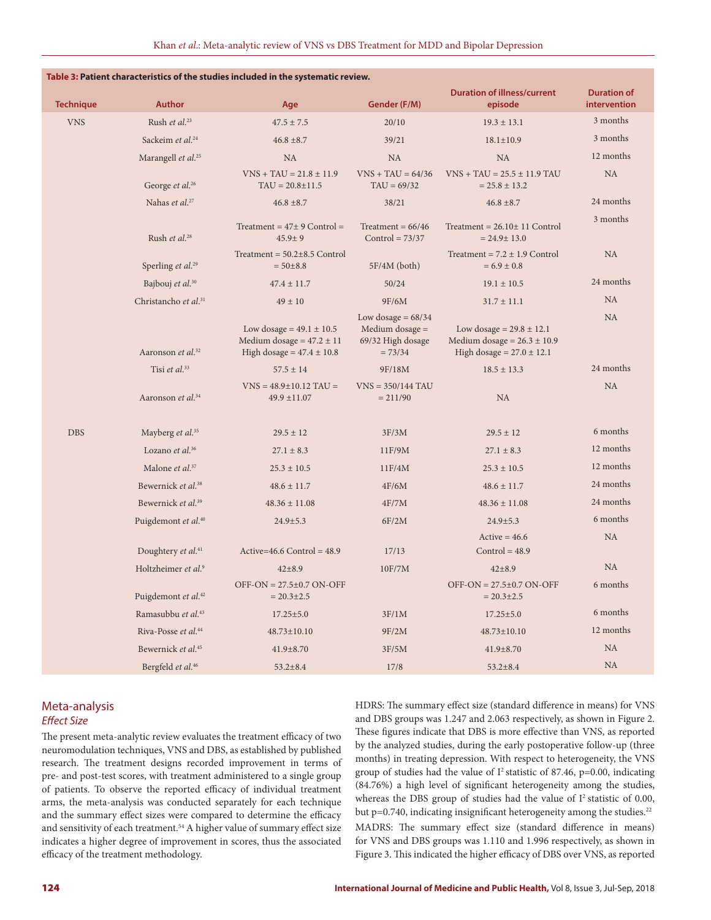**Table 3: Patient characteristics of the studies included in the systematic review.**

| Technique | Author | Age | Gender (F/M) | Duration of illness/current episode | Duration of intervention |
|---|---|---|---|---|---|
| VNS | Rush *et al.*[23] | 47.5 ± 7.5 | 20/10 | 19.3 ± 13.1 | 3 months |
| | Sackeim *et al.*[24] | 46.8 ±8.7 | 39/21 | 18.1±10.9 | 3 months |
| | Marangell *et al.*[25] | NA | NA | NA | 12 months |
| | George *et al.*[26] | VNS + TAU = 21.8 ± 11.9 TAU = 20.8±11.5 | VNS + TAU = 64/36 TAU = 69/32 | VNS + TAU = 25.5 ± 11.9 TAU = 25.8 ± 13.2 | NA |
| | Nahas *et al.*[27] | 46.8 ±8.7 | 38/21 | 46.8 ±8.7 | 24 months |
| | Rush *et al.*[28] | Treatment = 47± 9 Control = 45.9± 9 | Treatment = 66/46 Control = 73/37 | Treatment = 26.10± 11 Control = 24.9± 13.0 | 3 months |
| | Sperling *et al.*[29] | Treatment = 50.2±8.5 Control = 50±8.8 | 5F/4M (both) | Treatment = 7.2 ± 1.9 Control = 6.9 ± 0.8 | NA |
| | Bajbouj *et al.*[30] | 47.4 ± 11.7 | 50/24 | 19.1 ± 10.5 | 24 months |
| | Christancho *et al.*[31] | 49 ± 10 | 9F/6M | 31.7 ± 11.1 | NA |
| | Aaronson *et al.*[32] | Low dosage = 49.1 ± 10.5 Medium dosage = 47.2 ± 11 High dosage = 47.4 ± 10.8 | Low dosage = 68/34 Medium dosage = 69/32 High dosage = 73/34 | Low dosage = 29.8 ± 12.1 Medium dosage = 26.3 ± 10.9 High dosage = 27.0 ± 12.1 | NA |
| | Tisi *et al.*[33] | 57.5 ± 14 | 9F/18M | 18.5 ± 13.3 | 24 months |
| | Aaronson *et al.*[34] | VNS = 48.9±10.12 TAU = 49.9 ±11.07 | VNS = 350/144 TAU = 211/90 | NA | NA |
| DBS | Mayberg *et al.*[35] | 29.5 ± 12 | 3F/3M | 29.5 ± 12 | 6 months |
| | Lozano *et al.*[36] | 27.1 ± 8.3 | 11F/9M | 27.1 ± 8.3 | 12 months |
| | Malone *et al.*[37] | 25.3 ± 10.5 | 11F/4M | 25.3 ± 10.5 | 12 months |
| | Bewernick *et al.*[38] | 48.6 ± 11.7 | 4F/6M | 48.6 ± 11.7 | 24 months |
| | Bewernick *et al.*[39] | 48.36 ± 11.08 | 4F/7M | 48.36 ± 11.08 | 24 months |
| | Puigdemont *et al.*[40] | 24.9±5.3 | 6F/2M | 24.9±5.3 | 6 months |
| | Doughtery *et al.*[41] | Active=46.6 Control = 48.9 | 17/13 | Active = 46.6 Control = 48.9 | NA |
| | Holtzheimer *et al.*[9] | 42±8.9 | 10F/7M | 42±8.9 | NA |
| | Puigdemont *et al.*[42] | OFF-ON = 27.5±0.7 ON-OFF = 20.3±2.5 | | OFF-ON = 27.5±0.7 ON-OFF = 20.3±2.5 | 6 months |
| | Ramasubbu *et al.*[43] | 17.25±5.0 | 3F/1M | 17.25±5.0 | 6 months |
| | Riva-Posse *et al.*[44] | 48.73±10.10 | 9F/2M | 48.73±10.10 | 12 months |
| | Bewernick *et al.*[45] | 41.9±8.70 | 3F/5M | 41.9±8.70 | NA |
| | Bergfeld *et al.*[46] | 53.2±8.4 | 17/8 | 53.2±8.4 | NA |

## Meta-analysis

### *Effect Size*

The present meta-analytic review evaluates the treatment efficacy of two neuromodulation techniques, VNS and DBS, as established by published research. The treatment designs recorded improvement in terms of pre- and post-test scores, with treatment administered to a single group of patients. To observe the reported efficacy of individual treatment arms, the meta-analysis was conducted separately for each technique and the summary effect sizes were compared to determine the efficacy and sensitivity of each treatment.[54] A higher value of summary effect size indicates a higher degree of improvement in scores, thus the associated efficacy of the treatment methodology.

HDRS: The summary effect size (standard difference in means) for VNS and DBS groups was 1.247 and 2.063 respectively, as shown in Figure 2. These figures indicate that DBS is more effective than VNS, as reported by the analyzed studies, during the early postoperative follow-up (three months) in treating depression. With respect to heterogeneity, the VNS group of studies had the value of $I^2$ statistic of 87.46, p=0.00, indicating (84.76%) a high level of significant heterogeneity among the studies, whereas the DBS group of studies had the value of $I^2$ statistic of 0.00, but p=0.740, indicating insignificant heterogeneity among the studies.[22]

MADRS: The summary effect size (standard difference in means) for VNS and DBS groups was 1.110 and 1.996 respectively, as shown in Figure 3. This indicated the higher efficacy of DBS over VNS, as reported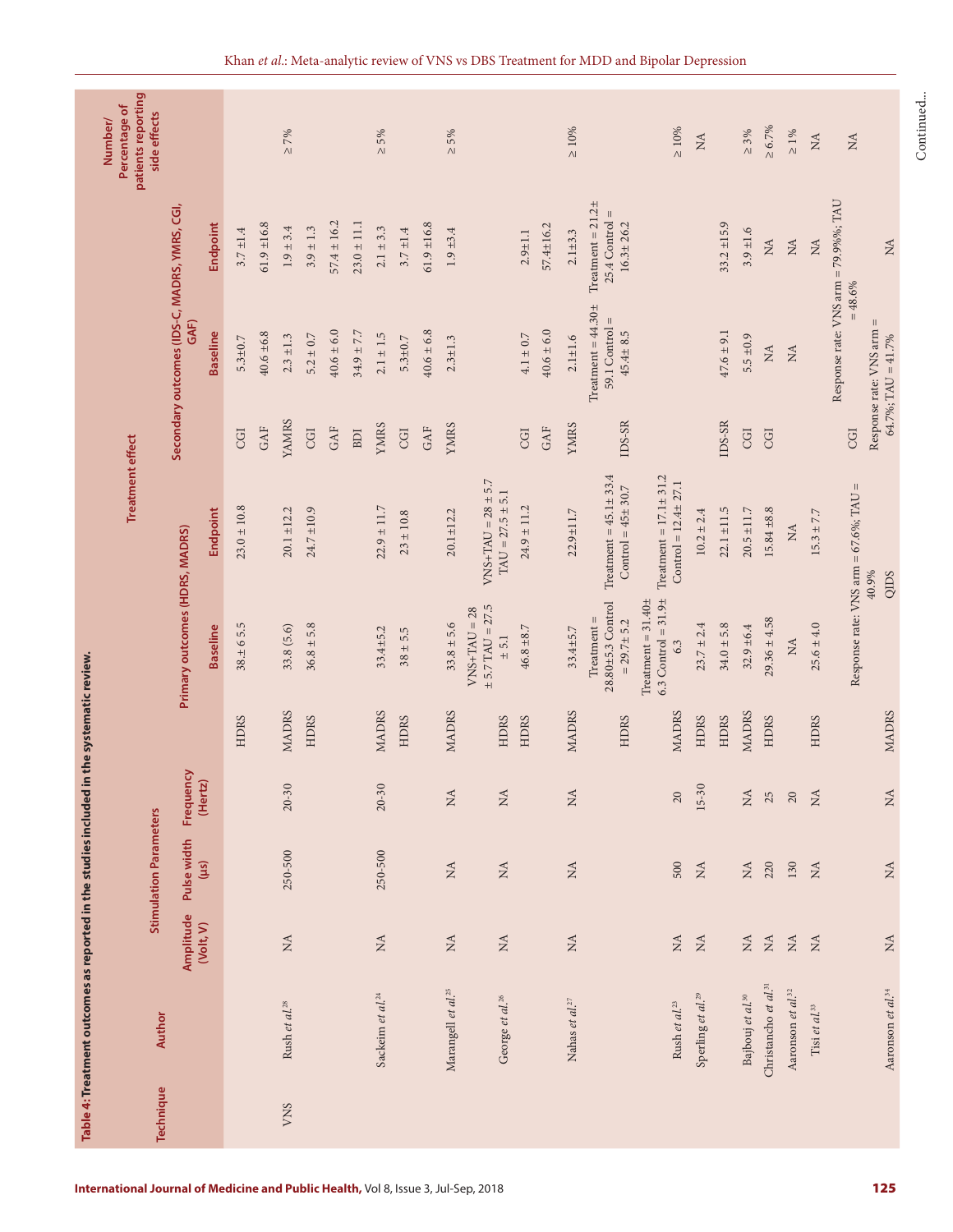**Table 4: Treatment outcomes as reported in the studies included in the systematic review.**

| Technique | Author | Stimulation Parameters | | | Treatment effect | | | | | | Number/ Percentage of patients reporting side effects |
|---|---|---|---|---|---|---|---|---|---|---|---|
| | | Amplitude (Volt, V) | Pulse width (µs) | Frequency (Hertz) | Primary outcomes (HDRS, MADRS) | | | Secondary outcomes (IDS-C, MADRS, YMRS, CGI, GAF) | | | |
| | | | | | | Baseline | Endpoint | | Baseline | Endpoint | |
| | | | | | HDRS | 38 ± 6 5.5 | 23.0 ± 10.8 | CGI | 5.3±0.7 | 3.7 ±1.4 | |
| | | | | | | | | GAF | 40.6 ±6.8 | 61.9 ±16.8 | |
| VNS | Rush *et al.*[28] | NA | 250-500 | 20-30 | MADRS | 33.8 (5.6) | 20.1 ±12.2 | YAMRS | 2.3 ± 1.3 | 1.9 ± 3.4 | ≥ 7% |
| | | | | | HDRS | 36.8 ± 5.8 | 24.7 ±10.9 | CGI | 5.2 ± 0.7 | 3.9 ± 1.3 | |
| | | | | | | | | GAF | 40.6 ± 6.0 | 57.4 ± 16.2 | |
| | | | | | | | | BDI | 34.9 ± 7.7 | 23.0 ± 11.1 | |
| | Sackeim *et al.*[24] | NA | 250-500 | 20-30 | MADRS | 33.4±5.2 | 22.9 ± 11.7 | YMRS | 2.1 ± 1.5 | 2.1 ± 3.3 | ≥ 5% |
| | | | | | HDRS | 38 ± 5.5 | 23 ± 10.8 | CGI | 5.3±0.7 | 3.7 ±1.4 | |
| | | | | | | | | GAF | 40.6 ± 6.8 | 61.9 ±16.8 | |
| | Marangell *et al.*[25] | NA | NA | NA | MADRS | 33.8 ± 5.6 | 20.1±12.2 | YMRS | 2.3±1.3 | 1.9 ±3.4 | ≥ 5% |
| | George *et al.*[26] | NA | NA | NA | HDRS | VNS+TAU = 28 ± 5.7 TAU = 27.5 ± 5.1 | VNS+TAU = 28 ± 5.7 TAU = 27.5 ± 5.1 | | | | |
| | | | | | HDRS | 46.8 ±8.7 | 24.9 ± 11.2 | CGI | 4.1 ± 0.7 | 2.9±1.1 | |
| | | | | | | | | GAF | 40.6 ± 6.0 | 57.4±16.2 | |
| | Nahas *et al.*[27] | NA | NA | NA | MADRS | 33.4±5.7 | 22.9±11.7 | YMRS | 2.1±1.6 | 2.1±3.3 | ≥ 10% |
| | | | | | HDRS | Treatment = 28.80±5.3 Control = 29.7± 5.2 | Treatment = 45.1± 33.4 Control = 45± 30.7 | IDS-SR | Treatment = 44.30± 59.1 Control = 45.4± 8.5 | Treatment = 21.2± 25.4 Control = 16.3± 26.2 | |
| | Rush *et al.*[23] | NA | 500 | 20 | MADRS | Treatment = 31.40± 6.3 Control = 31.9± 6.3 | Treatment = 17.1± 31.2 Control = 12.4± 27.1 | | | | ≥ 10% |
| | Sperling *et al.*[29] | NA | NA | 15-30 | HDRS | 23.7 ± 2.4 | 10.2 ± 2.4 | | | | NA |
| | | | | | HDRS | 34.0 ± 5.8 | 22.1 ±11.5 | IDS-SR | 47.6 ±9.1 | 33.2 ±15.9 | |
| | Bajbouj *et al.*[30] | NA | NA | NA | MADRS | 32.9 ±6.4 | 20.5 ±11.7 | CGI | 5.5 ±0.9 | 3.9 ±1.6 | ≥ 3% |
| | Christancho *et al.*[31] | NA | 220 | 25 | HDRS | 29.36 ± 4.58 | 15.84 ±8.8 | CGI | NA | NA | ≥ 6.7% |
| | Aaronson *et al.*[32] | NA | 130 | 20 | | NA | NA | | NA | NA | ≥ 1% |
| | Tisi *et al.*[33] | NA | NA | NA | HDRS | 25.6 ± 4.0 | 15.3 ± 7.7 | | | NA | NA |
| | | | | | | Response rate: VNS arm = 67.6%; TAU = 40.9% | | CGI | Response rate: VNS arm = 79.9%%; TAU = 48.6% | | NA |
| | Aaronson *et al.*[34] | NA | NA | NA | MADRS | | QIDS | | Response rate: VNS arm = 64.7%; TAU = 41.7% | NA | |

Continued...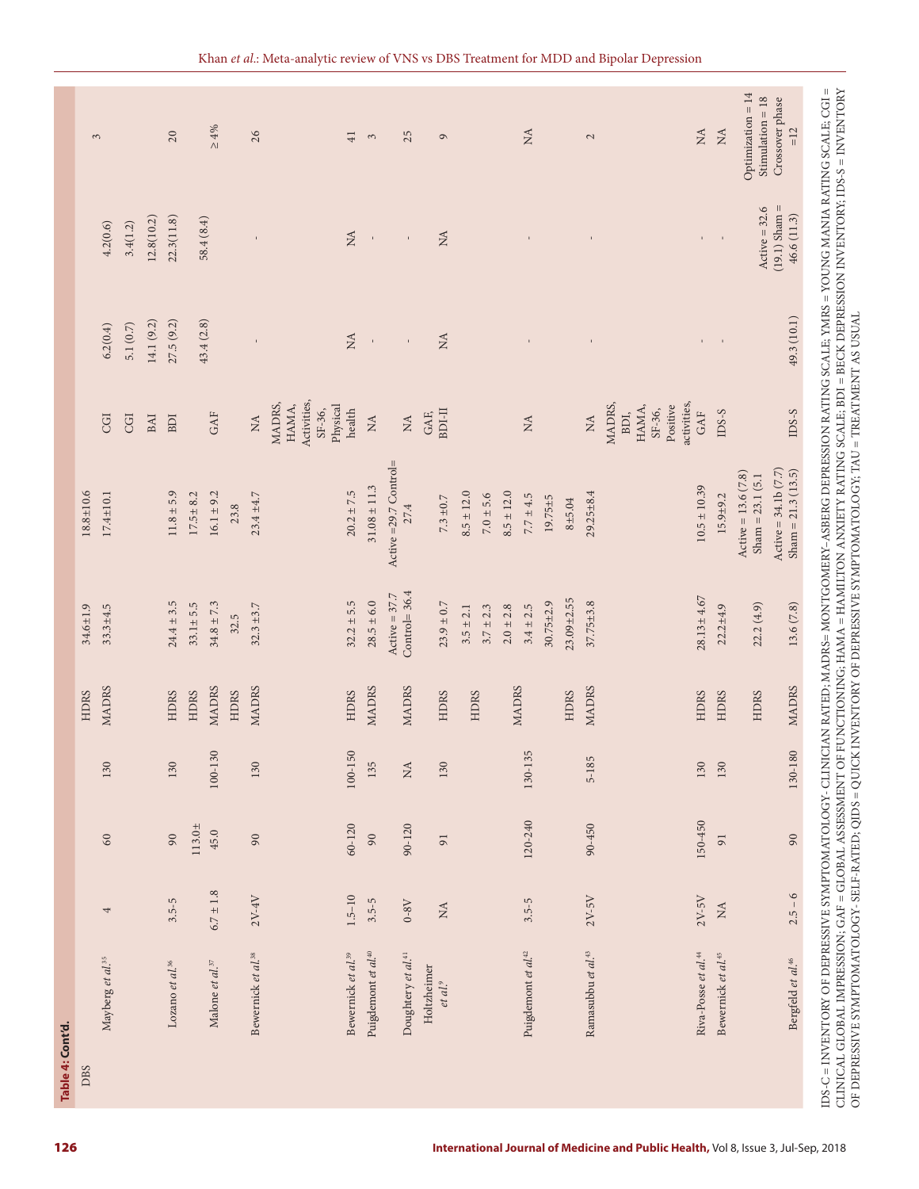**Table 4: Cont'd.**

| | | | | | | | | | | |
|---|---|---|---|---|---|---|---|---|---|---|
| **DBS** | | | | | | | | | | |
| Mayberg *et al.*[35] | 4 | 60 | 130 | HDRS | 34.6±1.9 | 18.8±10.6 | CGI | 6.2(0.4) | 4.2(0.6) | 3 |
| | | | | MADRS | 33.3±4.5 | 17.4±10.1 | CGI | 5.1 (0.7) | 3.4(1.2) | |
| | | | | | | | BAI | 14.1 (9.2) | 12.8(10.2) | |
| Lozano *et al.*[36] | 3.5-5 | 90 | 130 | HDRS | 24.4 ± 3.5 | 11.8 ± 5.9 | BDI | 27.5 (9.2) | 22.3(11.8) | 20 |
| | | | | HDRS | 33.1±5.5 | 17.5±8.2 | | | | |
| Malone *et al.*[37] | 6.7 ± 1.8 | 113.0± 45.0 | 100-130 | MADRS | 34.8 ± 7.3 | 16.1 ± 9.2 | GAF | 43.4 (2.8) | 58.4 (8.4) | ≥4% |
| | | | | HDRS | 32.5 | 23.8 | | | | |
| Bewernick *et al.*[38] | 2V-4V | 90 | 130 | MADRS | 32.3 ±3.7 | 23.4 ±4.7 | NA | - | - | 26 |
| Bewernick *et al.*[39] | 1.5–10 | 60-120 | 100-150 | HDRS | 32.2 ± 5.5 | 20.2 ± 7.5 | MADRS, HAMA, Activities, SF-36, Physical health | NA | NA | 41 |
| Puigdemont *et al.*[40] | 3.5-5 | 90 | 135 | MADRS | 28.5 ± 6.0 | 31.08 ± 11.3 | NA | - | - | 3 |
| Doughtery *et al.*[41] | 0-8V | 90-120 | NA | MADRS | Active = 37.7 Control= 36.4 | Active =29.7 Control= 27.4 | NA | - | - | 25 |
| Holtzheimer *et al.*[9] | NA | 91 | 130 | HDRS | 23.9 ± 0.7 | 7.3 ±0.7 | GAF, BDI-II | NA | NA | 9 |
| | | | | HDRS | 3.5 ± 2.1 | 8.5 ± 12.0 | | | | |
| | | | | | 3.7 ± 2.3 | 7.0 ± 5.6 | | | | |
| | | | | | 2.0 ± 2.8 | 8.5 ± 12.0 | | | | |
| Puigdemont *et al.*[42] | 3.5-5 | 120-240 | 130-135 | MADRS | 3.4 ± 2.5 | 7.7 ± 4.5 | NA | - | - | NA |
| | | | | | 30.75±2.9 | 19.75±5 | | | | |
| | | | | HDRS | 23.09±2.55 | 8±5.04 | | | | |
| Ramasubbu *et al.*[43] | 2V-5V | 90-450 | 5-185 | MADRS | 37.75±3.8 | 29.25±8.4 | NA | - | - | 2 |
| Riva-Posse *et al.*[44] | 2V-5V | 150-450 | 130 | HDRS | 28.13± 4.67 | 10.5 ± 10.39 | MADRS, BDI, HAMA, SF-36, Positive activities, GAF | - | - | NA |
| Bewernick *et al.*[45] | NA | 91 | 130 | HDRS | 22.2±4.9 | 15.9±9.2 | IDS-S | - | - | NA |
| Bergfeld *et al.*[46] | 2.5 – 6 | 90 | 130-180 | HDRS | 22.2 (4.9) | Active = 13.6 (7.8) Sham = 23.1 (5.1 | | | | Optimization = 14 Stimulation = 18 Crossover phase =12 |
| | | | | MADRS | 13.6 (7.8) | Active = 34.1b (7.7) Sham = 21.3 (13.5) | IDS-S | 49.3 (10.1) | Active = 32.6 (19.1) Sham = 46.6 (11.3) | |

IDS-C = INVENTORY OF DEPRESSIVE SYMPTOMATOLOGY- CLINICIAN RATED; MADRS= MONTGOMERY–ASBERG DEPRESSION RATING SCALE; YMRS = YOUNG MANIA RATING SCALE; CGI = CLINICAL GLOBAL IMPRESSION; GAF = GLOBAL ASSESSMENT OF FUNCTIONING; HAMA = HAMILTON ANXIETY RATING SCALE; BDI = BECK DEPRESSION INVENTORY; IDS-S = INVENTORY OF DEPRESSIVE SYMPTOMATOLOGY- SELF-RATED; QIDS = QUICK INVENTORY OF DEPRESSIVE SYMPTOMATOLOGY; TAU = TREATMENT AS USUAL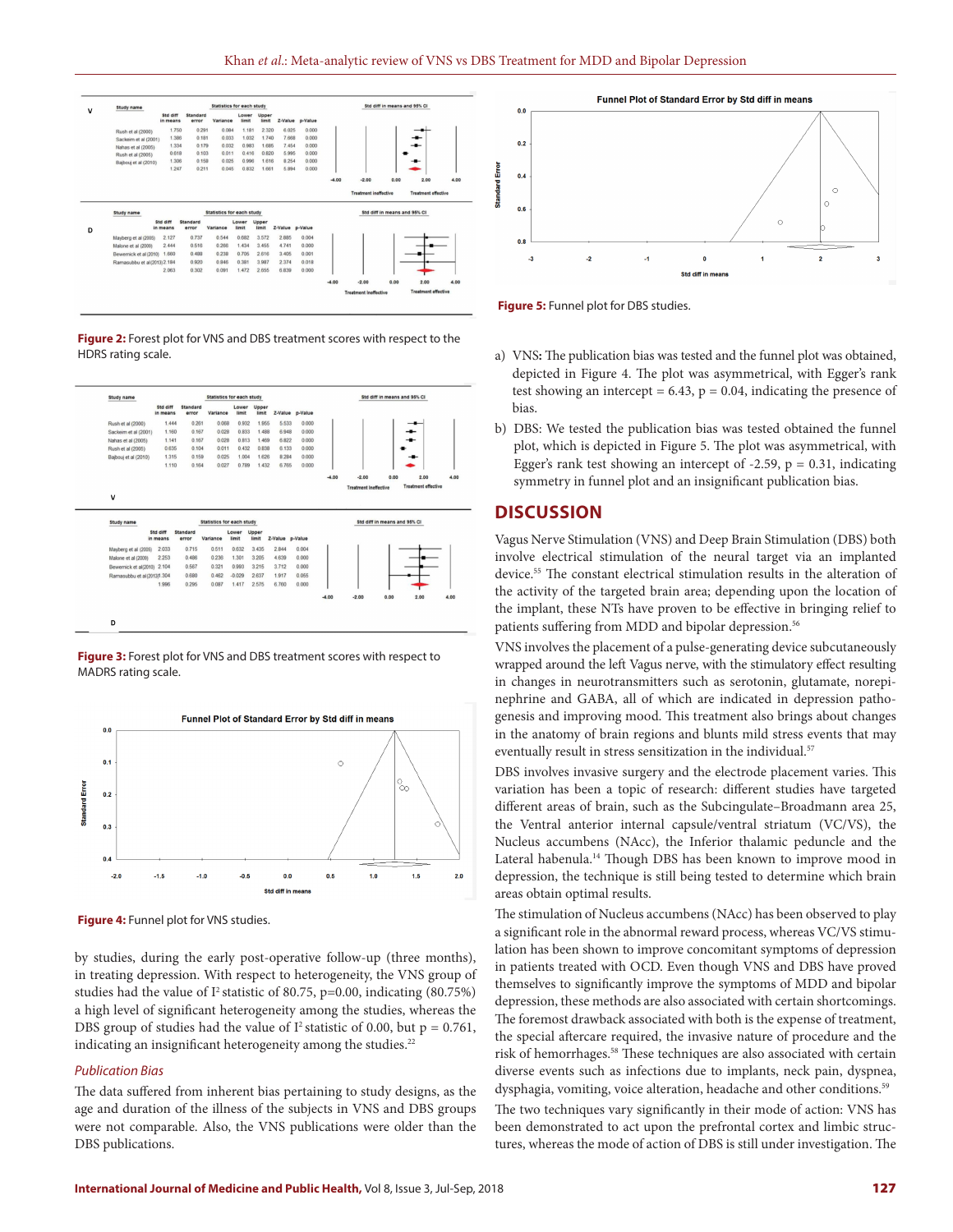Figure 2: Forest plot for VNS and DBS treatment scores with respect to the HDRS rating scale.

Figure 3: Forest plot for VNS and DBS treatment scores with respect to the MADRS rating scale.

Figure 4: Funnel plot for VNS studies.

by studies, during the early post-operative follow-up (three months), in treating depression. With respect to heterogeneity, the VNS group of studies had the value of $I^2$ statistic of 80.75, p=0.00, indicating (80.75%) a high level of significant heterogeneity among the studies, whereas the DBS group of studies had the value of $I^2$ statistic of 0.00, but p = 0.761, indicating an insignificant heterogeneity among the studies.[22]

*Publication Bias*

The data suffered from inherent bias pertaining to study designs, as the age and duration of the illness of the subjects in VNS and DBS groups were not comparable. Also, the VNS publications were older than the DBS publications.

Figure 5: Funnel plot for DBS studies.

a) VNS: The publication bias was tested and the funnel plot was obtained, depicted in Figure 4. The plot was asymmetrical, with Egger's rank test showing an intercept = 6.43, p = 0.04, indicating the presence of bias.

b) DBS: We tested the publication bias was tested obtained the funnel plot, which is depicted in Figure 5. The plot was asymmetrical, with Egger's rank test showing an intercept of -2.59, p = 0.31, indicating symmetry in funnel plot and an insignificant publication bias.

## DISCUSSION

Vagus Nerve Stimulation (VNS) and Deep Brain Stimulation (DBS) both involve electrical stimulation of the neural target via an implanted device.[55] The constant electrical stimulation results in the alteration of the activity of the targeted brain area; depending upon the location of the implant, these NTs have proven to be effective in bringing relief to patients suffering from MDD and bipolar depression.[56]

VNS involves the placement of a pulse-generating device subcutaneously wrapped around the left Vagus nerve, with the stimulatory effect resulting in changes in neurotransmitters such as serotonin, glutamate, norepinephrine and GABA, all of which are indicated in depression pathogenesis and improving mood. This treatment also brings about changes in the anatomy of brain regions and blunts mild stress events that may eventually result in stress sensitization in the individual.[57]

DBS involves invasive surgery and the electrode placement varies. This variation has been a topic of research: different studies have targeted different areas of brain, such as the Subcingulate–Broadmann area 25, the Ventral anterior internal capsule/ventral striatum (VC/VS), the Nucleus accumbens (NAcc), the Inferior thalamic peduncle and the Lateral habenula.[14] Though DBS has been known to improve mood in depression, the technique is still being tested to determine which brain areas obtain optimal results.

The stimulation of Nucleus accumbens (NAcc) has been observed to play a significant role in the abnormal reward process, whereas VC/VS stimulation has been shown to improve concomitant symptoms of depression in patients treated with OCD. Even though VNS and DBS have proved themselves to significantly improve the symptoms of MDD and bipolar depression, these methods are also associated with certain shortcomings. The foremost drawback associated with both is the expense of treatment, the special aftercare required, the invasive nature of procedure and the risk of hemorrhages.[58] These techniques are also associated with certain diverse events such as infections due to implants, neck pain, dyspnea, dysphagia, vomiting, voice alteration, headache and other conditions.[59]

The two techniques vary significantly in their mode of action: VNS has been demonstrated to act upon the prefrontal cortex and limbic structures, whereas the mode of action of DBS is still under investigation. The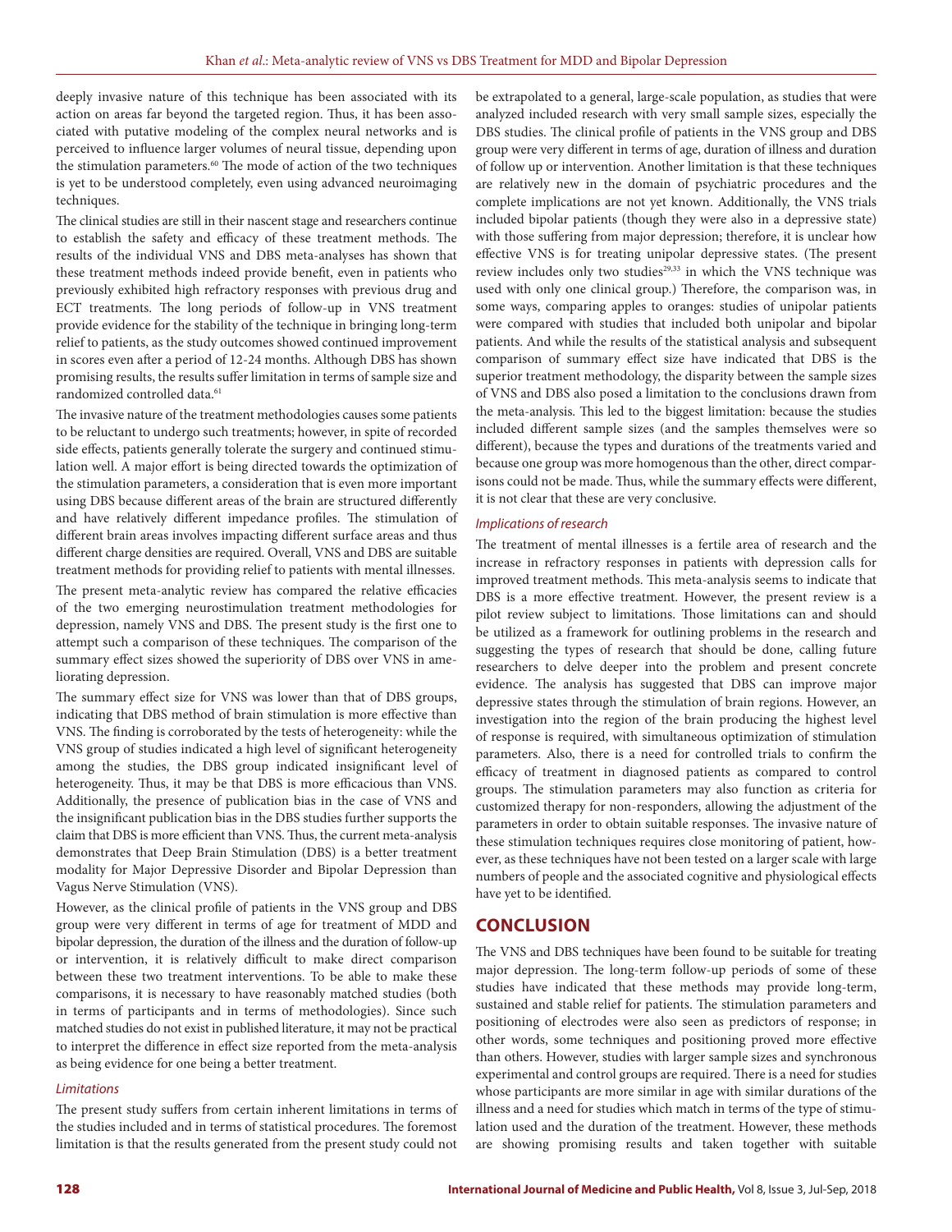deeply invasive nature of this technique has been associated with its action on areas far beyond the targeted region. Thus, it has been associated with putative modeling of the complex neural networks and is perceived to influence larger volumes of neural tissue, depending upon the stimulation parameters.[60] The mode of action of the two techniques is yet to be understood completely, even using advanced neuroimaging techniques.

The clinical studies are still in their nascent stage and researchers continue to establish the safety and efficacy of these treatment methods. The results of the individual VNS and DBS meta-analyses has shown that these treatment methods indeed provide benefit, even in patients who previously exhibited high refractory responses with previous drug and ECT treatments. The long periods of follow-up in VNS treatment provide evidence for the stability of the technique in bringing long-term relief to patients, as the study outcomes showed continued improvement in scores even after a period of 12-24 months. Although DBS has shown promising results, the results suffer limitation in terms of sample size and randomized controlled data.[61]

The invasive nature of the treatment methodologies causes some patients to be reluctant to undergo such treatments; however, in spite of recorded side effects, patients generally tolerate the surgery and continued stimulation well. A major effort is being directed towards the optimization of the stimulation parameters, a consideration that is even more important using DBS because different areas of the brain are structured differently and have relatively different impedance profiles. The stimulation of different brain areas involves impacting different surface areas and thus different charge densities are required. Overall, VNS and DBS are suitable treatment methods for providing relief to patients with mental illnesses.

The present meta-analytic review has compared the relative efficacies of the two emerging neurostimulation treatment methodologies for depression, namely VNS and DBS. The present study is the first one to attempt such a comparison of these techniques. The comparison of the summary effect sizes showed the superiority of DBS over VNS in ameliorating depression.

The summary effect size for VNS was lower than that of DBS groups, indicating that DBS method of brain stimulation is more effective than VNS. The finding is corroborated by the tests of heterogeneity: while the VNS group of studies indicated a high level of significant heterogeneity among the studies, the DBS group indicated insignificant level of heterogeneity. Thus, it may be that DBS is more efficacious than VNS. Additionally, the presence of publication bias in the case of VNS and the insignificant publication bias in the DBS studies further supports the claim that DBS is more efficient than VNS. Thus, the current meta-analysis demonstrates that Deep Brain Stimulation (DBS) is a better treatment modality for Major Depressive Disorder and Bipolar Depression than Vagus Nerve Stimulation (VNS).

However, as the clinical profile of patients in the VNS group and DBS group were very different in terms of age for treatment of MDD and bipolar depression, the duration of the illness and the duration of follow-up or intervention, it is relatively difficult to make direct comparison between these two treatment interventions. To be able to make these comparisons, it is necessary to have reasonably matched studies (both in terms of participants and in terms of methodologies). Since such matched studies do not exist in published literature, it may not be practical to interpret the difference in effect size reported from the meta-analysis as being evidence for one being a better treatment.

### *Limitations*

The present study suffers from certain inherent limitations in terms of the studies included and in terms of statistical procedures. The foremost limitation is that the results generated from the present study could not be extrapolated to a general, large-scale population, as studies that were analyzed included research with very small sample sizes, especially the DBS studies. The clinical profile of patients in the VNS group and DBS group were very different in terms of age, duration of illness and duration of follow up or intervention. Another limitation is that these techniques are relatively new in the domain of psychiatric procedures and the complete implications are not yet known. Additionally, the VNS trials included bipolar patients (though they were also in a depressive state) with those suffering from major depression; therefore, it is unclear how effective VNS is for treating unipolar depressive states. (The present review includes only two studies[29,33] in which the VNS technique was used with only one clinical group.) Therefore, the comparison was, in some ways, comparing apples to oranges: studies of unipolar patients were compared with studies that included both unipolar and bipolar patients. And while the results of the statistical analysis and subsequent comparison of summary effect size have indicated that DBS is the superior treatment methodology, the disparity between the sample sizes of VNS and DBS also posed a limitation to the conclusions drawn from the meta-analysis. This led to the biggest limitation: because the studies included different sample sizes (and the samples themselves were so different), because the types and durations of the treatments varied and because one group was more homogenous than the other, direct comparisons could not be made. Thus, while the summary effects were different, it is not clear that these are very conclusive.

### *Implications of research*

The treatment of mental illnesses is a fertile area of research and the increase in refractory responses in patients with depression calls for improved treatment methods. This meta-analysis seems to indicate that DBS is a more effective treatment. However, the present review is a pilot review subject to limitations. Those limitations can and should be utilized as a framework for outlining problems in the research and suggesting the types of research that should be done, calling future researchers to delve deeper into the problem and present concrete evidence. The analysis has suggested that DBS can improve major depressive states through the stimulation of brain regions. However, an investigation into the region of the brain producing the highest level of response is required, with simultaneous optimization of stimulation parameters. Also, there is a need for controlled trials to confirm the efficacy of treatment in diagnosed patients as compared to control groups. The stimulation parameters may also function as criteria for customized therapy for non-responders, allowing the adjustment of the parameters in order to obtain suitable responses. The invasive nature of these stimulation techniques requires close monitoring of patient, however, as these techniques have not been tested on a larger scale with large numbers of people and the associated cognitive and physiological effects have yet to be identified.

## CONCLUSION

The VNS and DBS techniques have been found to be suitable for treating major depression. The long-term follow-up periods of some of these studies have indicated that these methods may provide long-term, sustained and stable relief for patients. The stimulation parameters and positioning of electrodes were also seen as predictors of response; in other words, some techniques and positioning proved more effective than others. However, studies with larger sample sizes and synchronous experimental and control groups are required. There is a need for studies whose participants are more similar in age with similar durations of the illness and a need for studies which match in terms of the type of stimulation used and the duration of the treatment. However, these methods are showing promising results and taken together with suitable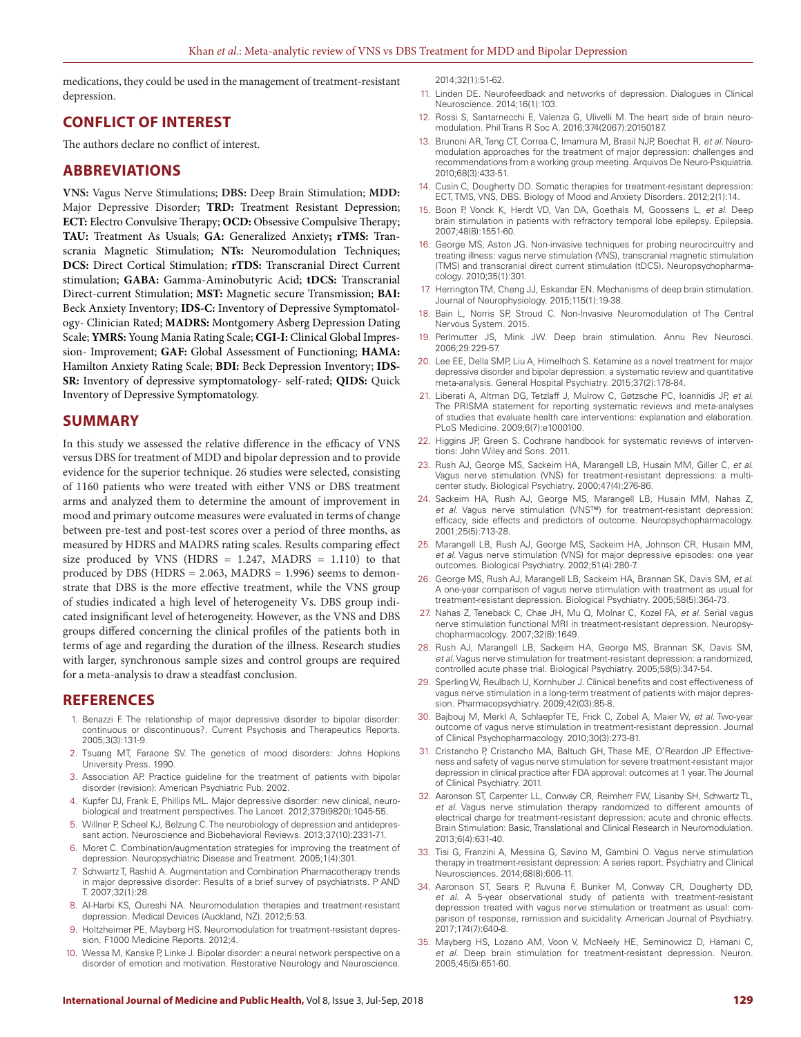medications, they could be used in the management of treatment-resistant depression.

## CONFLICT OF INTEREST

The authors declare no conflict of interest.

## ABBREVIATIONS

**VNS:** Vagus Nerve Stimulations; **DBS:** Deep Brain Stimulation; **MDD:** Major Depressive Disorder; **TRD:** Treatment Resistant Depression; **ECT:** Electro Convulsive Therapy; **OCD:** Obsessive Compulsive Therapy; **TAU:** Treatment As Usuals; **GA:** Generalized Anxiety**; rTMS:** Transcrania Magnetic Stimulation; **NTs:** Neuromodulation Techniques; **DCS:** Direct Cortical Stimulation; **rTDS:** Transcranial Direct Current stimulation; **GABA:** Gamma-Aminobutyric Acid; **tDCS:** Transcranial Direct-current Stimulation; **MST:** Magnetic secure Transmission; **BAI:** Beck Anxiety Inventory; **IDS-C:** Inventory of Depressive Symptomatology- Clinician Rated; **MADRS:** Montgomery Asberg Depression Dating Scale; **YMRS:** Young Mania Rating Scale; **CGI-I:** Clinical Global Impression- Improvement; **GAF:** Global Assessment of Functioning; **HAMA:** Hamilton Anxiety Rating Scale; **BDI:** Beck Depression Inventory; **IDS-SR:** Inventory of depressive symptomatology- self-rated; **QIDS:** Quick Inventory of Depressive Symptomatology.

## SUMMARY

In this study we assessed the relative difference in the efficacy of VNS versus DBS for treatment of MDD and bipolar depression and to provide evidence for the superior technique. 26 studies were selected, consisting of 1160 patients who were treated with either VNS or DBS treatment arms and analyzed them to determine the amount of improvement in mood and primary outcome measures were evaluated in terms of change between pre-test and post-test scores over a period of three months, as measured by HDRS and MADRS rating scales. Results comparing effect size produced by VNS (HDRS = 1.247, MADRS = 1.110) to that produced by DBS (HDRS = 2.063, MADRS = 1.996) seems to demonstrate that DBS is the more effective treatment, while the VNS group of studies indicated a high level of heterogeneity Vs. DBS group indicated insignificant level of heterogeneity. However, as the VNS and DBS groups differed concerning the clinical profiles of the patients both in terms of age and regarding the duration of the illness. Research studies with larger, synchronous sample sizes and control groups are required for a meta-analysis to draw a steadfast conclusion.

## REFERENCES

1. Benazzi F. The relationship of major depressive disorder to bipolar disorder: continuous or discontinuous?. Current Psychosis and Therapeutics Reports. 2005;3(3):131-9.
2. Tsuang MT, Faraone SV. The genetics of mood disorders: Johns Hopkins University Press. 1990.
3. Association AP. Practice guideline for the treatment of patients with bipolar disorder (revision): American Psychiatric Pub. 2002.
4. Kupfer DJ, Frank E, Phillips ML. Major depressive disorder: new clinical, neurobiological and treatment perspectives. The Lancet. 2012;379(9820):1045-55.
5. Willner P, Scheel KJ, Belzung C. The neurobiology of depression and antidepressant action. Neuroscience and Biobehavioral Reviews. 2013;37(10):2331-71.
6. Moret C. Combination/augmentation strategies for improving the treatment of depression. Neuropsychiatric Disease and Treatment. 2005;1(4):301.
7. Schwartz T, Rashid A. Augmentation and Combination Pharmacotherapy trends in major depressive disorder: Results of a brief survey of psychiatrists. P AND T. 2007;32(1):28.
8. Al-Harbi KS, Qureshi NA. Neuromodulation therapies and treatment-resistant depression. Medical Devices (Auckland, NZ). 2012;5:53.
9. Holtzheimer PE, Mayberg HS. Neuromodulation for treatment-resistant depression. F1000 Medicine Reports. 2012;4.
10. Wessa M, Kanske P, Linke J. Bipolar disorder: a neural network perspective on a disorder of emotion and motivation. Restorative Neurology and Neuroscience. 2014;32(1):51-62.
11. Linden DE. Neurofeedback and networks of depression. Dialogues in Clinical Neuroscience. 2014;16(1):103.
12. Rossi S, Santarnecchi E, Valenza G, Ulivelli M. The heart side of brain neuromodulation. Phil Trans R Soc A. 2016;374(2067):20150187.
13. Brunoni AR, Teng CT, Correa C, Imamura M, Brasil NJP, Boechat R, *et al.* Neuromodulation approaches for the treatment of major depression: challenges and recommendations from a working group meeting. Arquivos De Neuro-Psiquiatria. 2010;68(3):433-51.
14. Cusin C, Dougherty DD. Somatic therapies for treatment-resistant depression: ECT, TMS, VNS, DBS. Biology of Mood and Anxiety Disorders. 2012;2(1):14.
15. Boon P, Vonck K, Herdt VD, Van DA, Goethals M, Goossens L, *et al.* Deep brain stimulation in patients with refractory temporal lobe epilepsy. Epilepsia. 2007;48(8):1551-60.
16. George MS, Aston JG. Non-invasive techniques for probing neurocircuitry and treating illness: vagus nerve stimulation (VNS), transcranial magnetic stimulation (TMS) and transcranial direct current stimulation (tDCS). Neuropsychopharmacology. 2010;35(1):301.
17. Herrington TM, Cheng JJ, Eskandar EN. Mechanisms of deep brain stimulation. Journal of Neurophysiology. 2015;115(1):19-38.
18. Bain L, Norris SP, Stroud C. Non-Invasive Neuromodulation of The Central Nervous System. 2015.
19. Perlmutter JS, Mink JW. Deep brain stimulation. Annu Rev Neurosci. 2006;29:229-57.
20. Lee EE, Della SMP, Liu A, Himelhoch S. Ketamine as a novel treatment for major depressive disorder and bipolar depression: a systematic review and quantitative meta-analysis. General Hospital Psychiatry. 2015;37(2):178-84.
21. Liberati A, Altman DG, Tetzlaff J, Mulrow C, Gøtzsche PC, Ioannidis JP, *et al.* The PRISMA statement for reporting systematic reviews and meta-analyses of studies that evaluate health care interventions: explanation and elaboration. PLoS Medicine. 2009;6(7):e1000100.
22. Higgins JP, Green S. Cochrane handbook for systematic reviews of interventions: John Wiley and Sons. 2011.
23. Rush AJ, George MS, Sackeim HA, Marangell LB, Husain MM, Giller C, *et al.* Vagus nerve stimulation (VNS) for treatment-resistant depressions: a multicenter study. Biological Psychiatry. 2000;47(4):276-86.
24. Sackeim HA, Rush AJ, George MS, Marangell LB, Husain MM, Nahas Z, *et al.* Vagus nerve stimulation (VNS™) for treatment-resistant depression: efficacy, side effects and predictors of outcome. Neuropsychopharmacology. 2001;25(5):713-28.
25. Marangell LB, Rush AJ, George MS, Sackeim HA, Johnson CR, Husain MM, *et al.* Vagus nerve stimulation (VNS) for major depressive episodes: one year outcomes. Biological Psychiatry. 2002;51(4):280-7.
26. George MS, Rush AJ, Marangell LB, Sackeim HA, Brannan SK, Davis SM, *et al.* A one-year comparison of vagus nerve stimulation with treatment as usual for treatment-resistant depression. Biological Psychiatry. 2005;58(5):364-73.
27. Nahas Z, Teneback C, Chae JH, Mu Q, Molnar C, Kozel FA, *et al.* Serial vagus nerve stimulation functional MRI in treatment-resistant depression. Neuropsychopharmacology. 2007;32(8):1649.
28. Rush AJ, Marangell LB, Sackeim HA, George MS, Brannan SK, Davis SM, *et al.* Vagus nerve stimulation for treatment-resistant depression: a randomized, controlled acute phase trial. Biological Psychiatry. 2005;58(5):347-54.
29. Sperling W, Reulbach U, Kornhuber J. Clinical benefits and cost effectiveness of vagus nerve stimulation in a long-term treatment of patients with major depression. Pharmacopsychiatry. 2009;42(03):85-8.
30. Bajbouj M, Merkl A, Schlaepfer TE, Frick C, Zobel A, Maier W, *et al.* Two-year outcome of vagus nerve stimulation in treatment-resistant depression. Journal of Clinical Psychopharmacology. 2010;30(3):273-81.
31. Cristancho P, Cristancho MA, Baltuch GH, Thase ME, O'Reardon JP. Effectiveness and safety of vagus nerve stimulation for severe treatment-resistant major depression in clinical practice after FDA approval: outcomes at 1 year. The Journal of Clinical Psychiatry. 2011.
32. Aaronson ST, Carpenter LL, Conway CR, Reimherr FW, Lisanby SH, Schwartz TL, *et al.* Vagus nerve stimulation therapy randomized to different amounts of electrical charge for treatment-resistant depression: acute and chronic effects. Brain Stimulation: Basic, Translational and Clinical Research in Neuromodulation. 2013;6(4):631-40.
33. Tisi G, Franzini A, Messina G, Savino M, Gambini O. Vagus nerve stimulation therapy in treatment-resistant depression: A series report. Psychiatry and Clinical Neurosciences. 2014;68(8):606-11.
34. Aaronson ST, Sears P, Ruvuna F, Bunker M, Conway CR, Dougherty DD, *et al.* A 5-year observational study of patients with treatment-resistant depression treated with vagus nerve stimulation or treatment as usual: comparison of response, remission and suicidality. American Journal of Psychiatry. 2017;174(7):640-8.
35. Mayberg HS, Lozano AM, Voon V, McNeely HE, Seminowicz D, Hamani C, *et al.* Deep brain stimulation for treatment-resistant depression. Neuron. 2005;45(5):651-60.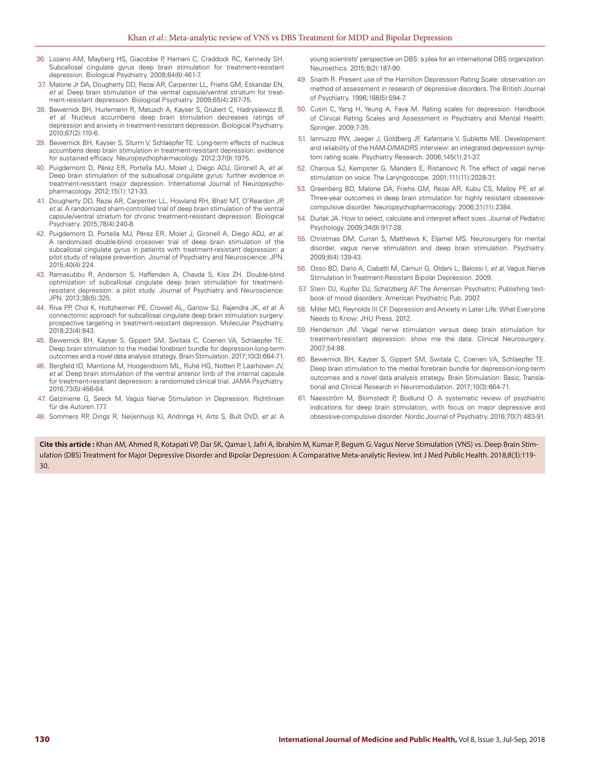36. Lozano AM, Mayberg HS, Giacobbe P, Hamani C, Craddock RC, Kennedy SH. Subcallosal cingulate gyrus deep brain stimulation for treatment-resistant depression. Biological Psychiatry. 2008;64(6):461-7.
37. Malone Jr DA, Dougherty DD, Rezai AR, Carpenter LL, Friehs GM, Eskandar EN, *et al.* Deep brain stimulation of the ventral capsule/ventral striatum for treatment-resistant depression. Biological Psychiatry. 2009;65(4):267-75.
38. Bewernick BH, Hurlemann R, Matusch A, Kayser S, Grubert C, Hadrysiewicz B, *et al.* Nucleus accumbens deep brain stimulation decreases ratings of depression and anxiety in treatment-resistant depression. Biological Psychiatry. 2010;67(2):110-6.
39. Bewernick BH, Kayser S, Sturm V, Schlaepfer TE. Long-term effects of nucleus accumbens deep brain stimulation in treatment-resistant depression: evidence for sustained efficacy. Neuropsychopharmacology. 2012;37(9):1975.
40. Puigdemont D, Pérez ER, Portella MJ, Molet J, Diego ADJ, Gironell A, *et al.* Deep brain stimulation of the subcallosal cingulate gyrus: further evidence in treatment-resistant major depression. International Journal of Neuropsychopharmacology. 2012;15(1):121-33.
41. Dougherty DD, Rezai AR, Carpenter LL, Howland RH, Bhati MT, O'Reardon JP, *et al.* A randomized sham-controlled trial of deep brain stimulation of the ventral capsule/ventral striatum for chronic treatment-resistant depression. Biological Psychiatry. 2015;78(4):240-8.
42. Puigdemont D, Portella MJ, Pérez ER, Molet J, Gironell A, Diego ADJ, *et al.* A randomized double-blind crossover trial of deep brain stimulation of the subcallosal cingulate gyrus in patients with treatment-resistant depression: a pilot study of relapse prevention. Journal of Psychiatry and Neuroscience: JPN. 2015;40(4):224.
43. Ramasubbu R, Anderson S, Haffenden A, Chavda S, Kiss ZH. Double-blind optimization of subcallosal cingulate deep brain stimulation for treatment-resistant depression: a pilot study. Journal of Psychiatry and Neuroscience: JPN. 2013;38(5):325.
44. Riva PP, Choi K, Holtzheimer PE, Crowell AL, Garlow SJ, Rajendra JK, *et al.* A connectomic approach for subcallosal cingulate deep brain stimulation surgery: prospective targeting in treatment-resistant depression. Molecular Psychiatry. 2018;23(4):843.
45. Bewernick BH, Kayser S, Gippert SM, Switala C, Coenen VA, Schlaepfer TE. Deep brain stimulation to the medial forebrain bundle for depression-long-term outcomes and a novel data analysis strategy. Brain Stimulation. 2017;10(3):664-71.
46. Bergfeld IO, Mantione M, Hoogendoorn ML, Ruhé HG, Notten P, Laarhoven JV, *et al.* Deep brain stimulation of the ventral anterior limb of the internal capsule for treatment-resistant depression: a randomized clinical trial. JAMA Psychiatry. 2016;73(5):456-64.
47. Gelziniene G, Seeck M. Vagus Nerve Stimulation in Depression. Richtlinien für die Autoren.177.
48. Sommers RP, Dings R, Neuenhuijs KI, Andringa H, Arts S, Bult DVD, *et al.* A young scientists' perspective on DBS: a plea for an international DBS organization. Neuroethics. 2015;8(2):187-90.
49. Snaith R. Present use of the Hamilton Depression Rating Scale: observation on method of assessment in research of depressive disorders. The British Journal of Psychiatry. 1996;168(5):594-7.
50. Cusin C, Yang H, Yeung A, Fava M. Rating scales for depression. Handbook of Clinical Rating Scales and Assessment in Psychiatry and Mental Health: Springer. 2009;7-35.
51. Iannuzzo RW, Jaeger J, Goldberg JF, Kafantaris V, Sublette ME. Development and reliability of the HAM-D/MADRS interview: an integrated depression symptom rating scale. Psychiatry Research. 2006;145(1):21-37.
52. Charous SJ, Kempster G, Manders E, Ristanovic R. The effect of vagal nerve stimulation on voice. The Laryngoscope. 2001;111(11):2028-31.
53. Greenberg BD, Malone DA, Friehs GM, Rezai AR, Kubu CS, Malloy PF, *et al.* Three-year outcomes in deep brain stimulation for highly resistant obsessive-compulsive disorder. Neuropsychopharmacology. 2006;31(11):2384.
54. Durlak JA. How to select, calculate and interpret effect sizes. Journal of Pediatric Psychology. 2009;34(9):917-28.
55. Christmas DM, Curran S, Matthews K, Eljamel MS. Neurosurgery for mental disorder, vagus nerve stimulation and deep brain stimulation. Psychiatry. 2009;8(4):139-43.
56. Osso BD, Dario A, Ciabatti M, Camuri G, Oldani L, Balossi I, *et al.* Vagus Nerve Stimulation In Treatment-Resistant Bipolar Depression. 2009.
57. Stein DJ, Kupfer DJ, Schatzberg AF. The American Psychiatric Publishing textbook of mood disorders: American Psychiatric Pub. 2007.
58. Miller MD, Reynolds III CF. Depression and Anxiety in Later Life: What Everyone Needs to Know: JHU Press. 2012.
59. Henderson JM. Vagal nerve stimulation versus deep brain stimulation for treatment-resistant depression: show me the data. Clinical Neurosurgery. 2007;54:88.
60. Bewernick BH, Kayser S, Gippert SM, Switala C, Coenen VA, Schlaepfer TE. Deep brain stimulation to the medial forebrain bundle for depression-long-term outcomes and a novel data analysis strategy. Brain Stimulation: Basic, Translational and Clinical Research in Neuromodulation. 2017;10(3):664-71.
61. Naesström M, Blomstedt P, Bodlund O. A systematic review of psychiatric indications for deep brain stimulation, with focus on major depressive and obsessive-compulsive disorder. Nordic Journal of Psychiatry. 2016;70(7):483-91.

**Cite this article :** Khan AM, Ahmed R, Kotapati VP, Dar SK, Qamar I, Jafri A, Ibrahim M, Kumar P, Begum G. Vagus Nerve Stimulation (VNS) vs. Deep Brain Stimulation (DBS) Treatment for Major Depressive Disorder and Bipolar Depression: A Comparative Meta-analytic Review. Int J Med Public Health. 2018;8(3):119-30.